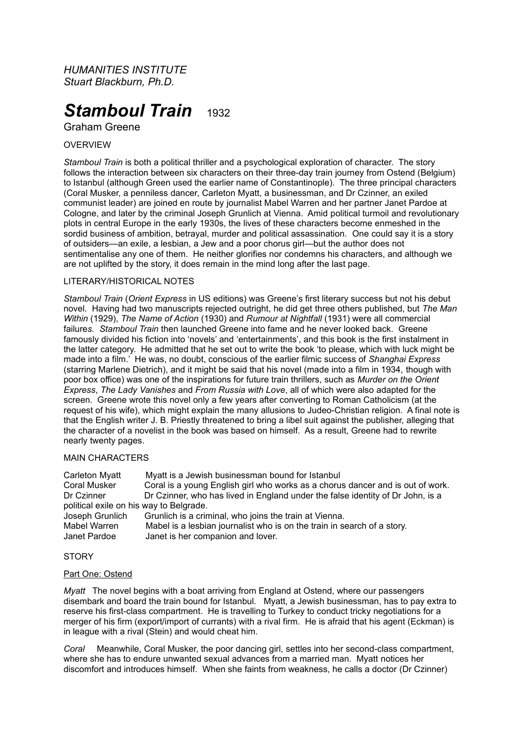*HUMANITIES INSTITUTE*
*Stuart Blackburn, Ph.D.*

# *Stamboul Train* 1932

Graham Greene

## OVERVIEW

*Stamboul Train* is both a political thriller and a psychological exploration of character. The story follows the interaction between six characters on their three-day train journey from Ostend (Belgium) to Istanbul (although Green used the earlier name of Constantinople). The three principal characters (Coral Musker, a penniless dancer, Carleton Myatt, a businessman, and Dr Czinner, an exiled communist leader) are joined en route by journalist Mabel Warren and her partner Janet Pardoe at Cologne, and later by the criminal Joseph Grunlich at Vienna. Amid political turmoil and revolutionary plots in central Europe in the early 1930s, the lives of these characters become enmeshed in the sordid business of ambition, betrayal, murder and political assassination. One could say it is a story of outsiders—an exile, a lesbian, a Jew and a poor chorus girl—but the author does not sentimentalise any one of them. He neither glorifies nor condemns his characters, and although we are not uplifted by the story, it does remain in the mind long after the last page.

## LITERARY/HISTORICAL NOTES

*Stamboul Train* (*Orient Express* in US editions) was Greene's first literary success but not his debut novel. Having had two manuscripts rejected outright, he did get three others published, but *The Man Within* (1929), *The Name of Action* (1930) and *Rumour at Nightfall* (1931) were all commercial failures*. Stamboul Train* then launched Greene into fame and he never looked back. Greene famously divided his fiction into 'novels' and 'entertainments', and this book is the first instalment in the latter category. He admitted that he set out to write the book 'to please, which with luck might be made into a film.' He was, no doubt, conscious of the earlier filmic success of *Shanghai Express* (starring Marlene Dietrich), and it might be said that his novel (made into a film in 1934, though with poor box office) was one of the inspirations for future train thrillers, such as *Murder on the Orient Express*, *The Lady Vanishes* and *From Russia with Love*, all of which were also adapted for the screen. Greene wrote this novel only a few years after converting to Roman Catholicism (at the request of his wife), which might explain the many allusions to Judeo-Christian religion. A final note is that the English writer J. B. Priestly threatened to bring a libel suit against the publisher, alleging that the character of a novelist in the book was based on himself. As a result, Greene had to rewrite nearly twenty pages.

## MAIN CHARACTERS

| | |
|---|---|
| Carleton Myatt | Myatt is a Jewish businessman bound for Istanbul |
| Coral Musker | Coral is a young English girl who works as a chorus dancer and is out of work. |
| Dr Czinner | Dr Czinner, who has lived in England under the false identity of Dr John, is a political exile on his way to Belgrade. |
| Joseph Grunlich | Grunlich is a criminal, who joins the train at Vienna. |
| Mabel Warren | Mabel is a lesbian journalist who is on the train in search of a story. |
| Janet Pardoe | Janet is her companion and lover. |

## STORY

### Part One: Ostend

*Myatt* The novel begins with a boat arriving from England at Ostend, where our passengers disembark and board the train bound for Istanbul. Myatt, a Jewish businessman, has to pay extra to reserve his first-class compartment. He is travelling to Turkey to conduct tricky negotiations for a merger of his firm (export/import of currants) with a rival firm. He is afraid that his agent (Eckman) is in league with a rival (Stein) and would cheat him.

*Coral* Meanwhile, Coral Musker, the poor dancing girl, settles into her second-class compartment, where she has to endure unwanted sexual advances from a married man. Myatt notices her discomfort and introduces himself. When she faints from weakness, he calls a doctor (Dr Czinner)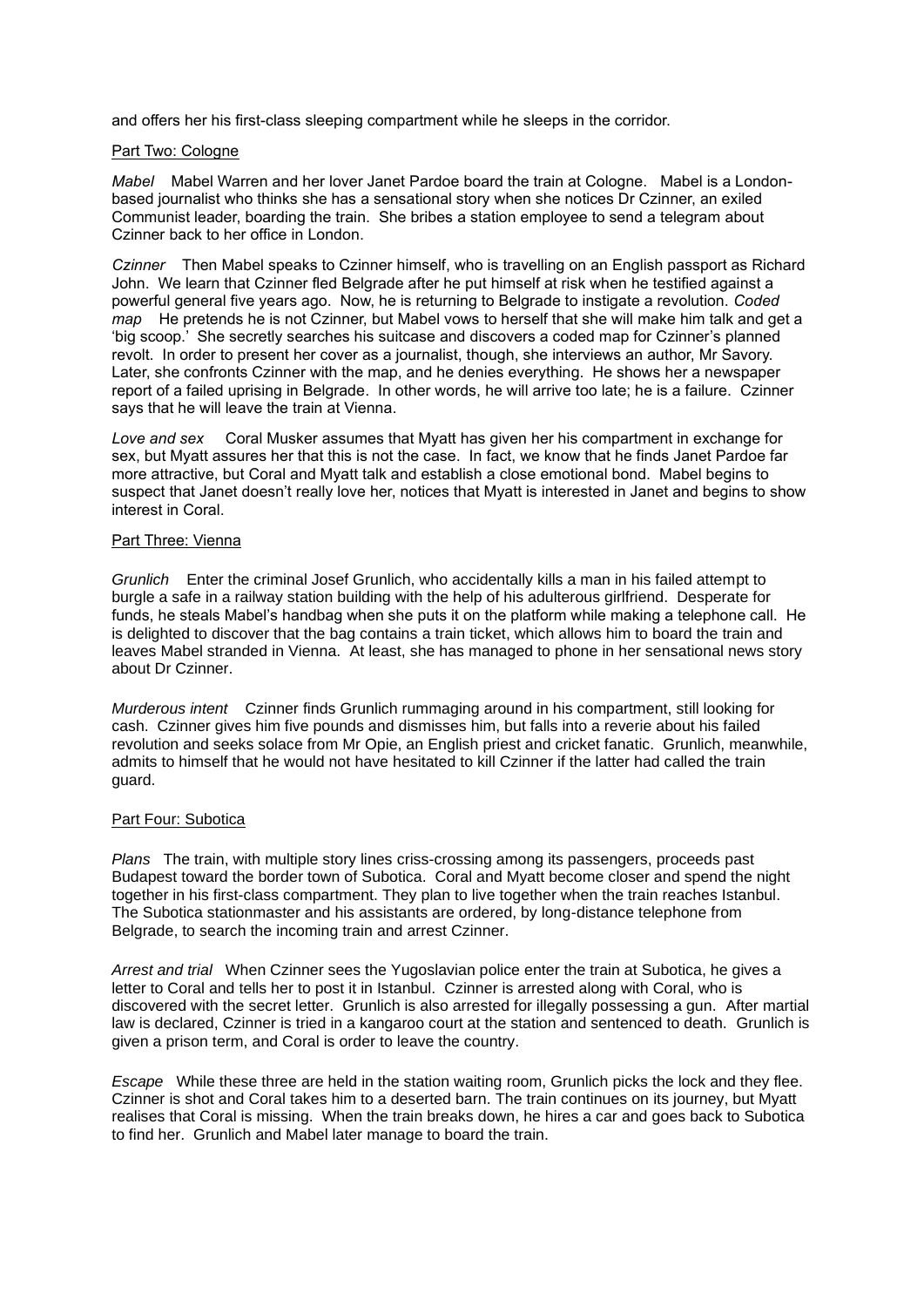and offers her his first-class sleeping compartment while he sleeps in the corridor.

Part Two: Cologne

*Mabel* Mabel Warren and her lover Janet Pardoe board the train at Cologne. Mabel is a London-based journalist who thinks she has a sensational story when she notices Dr Czinner, an exiled Communist leader, boarding the train. She bribes a station employee to send a telegram about Czinner back to her office in London.

*Czinner* Then Mabel speaks to Czinner himself, who is travelling on an English passport as Richard John. We learn that Czinner fled Belgrade after he put himself at risk when he testified against a powerful general five years ago. Now, he is returning to Belgrade to instigate a revolution. *Coded map* He pretends he is not Czinner, but Mabel vows to herself that she will make him talk and get a 'big scoop.' She secretly searches his suitcase and discovers a coded map for Czinner's planned revolt. In order to present her cover as a journalist, though, she interviews an author, Mr Savory. Later, she confronts Czinner with the map, and he denies everything. He shows her a newspaper report of a failed uprising in Belgrade. In other words, he will arrive too late; he is a failure. Czinner says that he will leave the train at Vienna.

*Love and sex* Coral Musker assumes that Myatt has given her his compartment in exchange for sex, but Myatt assures her that this is not the case. In fact, we know that he finds Janet Pardoe far more attractive, but Coral and Myatt talk and establish a close emotional bond. Mabel begins to suspect that Janet doesn't really love her, notices that Myatt is interested in Janet and begins to show interest in Coral.

Part Three: Vienna

*Grunlich* Enter the criminal Josef Grunlich, who accidentally kills a man in his failed attempt to burgle a safe in a railway station building with the help of his adulterous girlfriend. Desperate for funds, he steals Mabel's handbag when she puts it on the platform while making a telephone call. He is delighted to discover that the bag contains a train ticket, which allows him to board the train and leaves Mabel stranded in Vienna. At least, she has managed to phone in her sensational news story about Dr Czinner.

*Murderous intent* Czinner finds Grunlich rummaging around in his compartment, still looking for cash. Czinner gives him five pounds and dismisses him, but falls into a reverie about his failed revolution and seeks solace from Mr Opie, an English priest and cricket fanatic. Grunlich, meanwhile, admits to himself that he would not have hesitated to kill Czinner if the latter had called the train guard.

Part Four: Subotica

*Plans* The train, with multiple story lines criss-crossing among its passengers, proceeds past Budapest toward the border town of Subotica. Coral and Myatt become closer and spend the night together in his first-class compartment. They plan to live together when the train reaches Istanbul. The Subotica stationmaster and his assistants are ordered, by long-distance telephone from Belgrade, to search the incoming train and arrest Czinner.

*Arrest and trial* When Czinner sees the Yugoslavian police enter the train at Subotica, he gives a letter to Coral and tells her to post it in Istanbul. Czinner is arrested along with Coral, who is discovered with the secret letter. Grunlich is also arrested for illegally possessing a gun. After martial law is declared, Czinner is tried in a kangaroo court at the station and sentenced to death. Grunlich is given a prison term, and Coral is order to leave the country.

*Escape* While these three are held in the station waiting room, Grunlich picks the lock and they flee. Czinner is shot and Coral takes him to a deserted barn. The train continues on its journey, but Myatt realises that Coral is missing. When the train breaks down, he hires a car and goes back to Subotica to find her. Grunlich and Mabel later manage to board the train.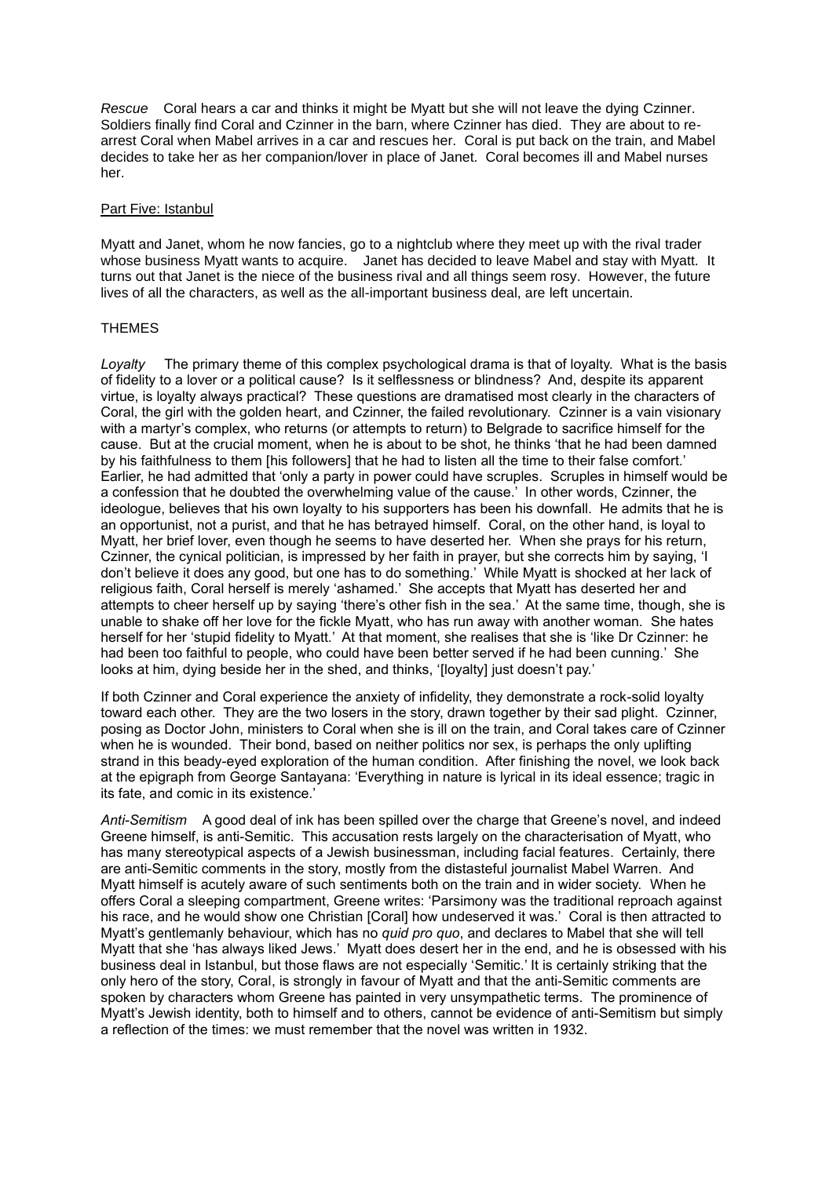*Rescue* Coral hears a car and thinks it might be Myatt but she will not leave the dying Czinner. Soldiers finally find Coral and Czinner in the barn, where Czinner has died. They are about to re-arrest Coral when Mabel arrives in a car and rescues her. Coral is put back on the train, and Mabel decides to take her as her companion/lover in place of Janet. Coral becomes ill and Mabel nurses her.

Part Five: Istanbul

Myatt and Janet, whom he now fancies, go to a nightclub where they meet up with the rival trader whose business Myatt wants to acquire. Janet has decided to leave Mabel and stay with Myatt. It turns out that Janet is the niece of the business rival and all things seem rosy. However, the future lives of all the characters, as well as the all-important business deal, are left uncertain.

THEMES

*Loyalty* The primary theme of this complex psychological drama is that of loyalty. What is the basis of fidelity to a lover or a political cause? Is it selflessness or blindness? And, despite its apparent virtue, is loyalty always practical? These questions are dramatised most clearly in the characters of Coral, the girl with the golden heart, and Czinner, the failed revolutionary. Czinner is a vain visionary with a martyr's complex, who returns (or attempts to return) to Belgrade to sacrifice himself for the cause. But at the crucial moment, when he is about to be shot, he thinks 'that he had been damned by his faithfulness to them [his followers] that he had to listen all the time to their false comfort.' Earlier, he had admitted that 'only a party in power could have scruples. Scruples in himself would be a confession that he doubted the overwhelming value of the cause.' In other words, Czinner, the ideologue, believes that his own loyalty to his supporters has been his downfall. He admits that he is an opportunist, not a purist, and that he has betrayed himself. Coral, on the other hand, is loyal to Myatt, her brief lover, even though he seems to have deserted her. When she prays for his return, Czinner, the cynical politician, is impressed by her faith in prayer, but she corrects him by saying, 'I don't believe it does any good, but one has to do something.' While Myatt is shocked at her lack of religious faith, Coral herself is merely 'ashamed.' She accepts that Myatt has deserted her and attempts to cheer herself up by saying 'there's other fish in the sea.' At the same time, though, she is unable to shake off her love for the fickle Myatt, who has run away with another woman. She hates herself for her 'stupid fidelity to Myatt.' At that moment, she realises that she is 'like Dr Czinner: he had been too faithful to people, who could have been better served if he had been cunning.' She looks at him, dying beside her in the shed, and thinks, '[loyalty] just doesn't pay.'

If both Czinner and Coral experience the anxiety of infidelity, they demonstrate a rock-solid loyalty toward each other. They are the two losers in the story, drawn together by their sad plight. Czinner, posing as Doctor John, ministers to Coral when she is ill on the train, and Coral takes care of Czinner when he is wounded. Their bond, based on neither politics nor sex, is perhaps the only uplifting strand in this beady-eyed exploration of the human condition. After finishing the novel, we look back at the epigraph from George Santayana: 'Everything in nature is lyrical in its ideal essence; tragic in its fate, and comic in its existence.'

*Anti-Semitism* A good deal of ink has been spilled over the charge that Greene's novel, and indeed Greene himself, is anti-Semitic. This accusation rests largely on the characterisation of Myatt, who has many stereotypical aspects of a Jewish businessman, including facial features. Certainly, there are anti-Semitic comments in the story, mostly from the distasteful journalist Mabel Warren. And Myatt himself is acutely aware of such sentiments both on the train and in wider society. When he offers Coral a sleeping compartment, Greene writes: 'Parsimony was the traditional reproach against his race, and he would show one Christian [Coral] how undeserved it was.' Coral is then attracted to Myatt's gentlemanly behaviour, which has no *quid pro quo*, and declares to Mabel that she will tell Myatt that she 'has always liked Jews.' Myatt does desert her in the end, and he is obsessed with his business deal in Istanbul, but those flaws are not especially 'Semitic.' It is certainly striking that the only hero of the story, Coral, is strongly in favour of Myatt and that the anti-Semitic comments are spoken by characters whom Greene has painted in very unsympathetic terms. The prominence of Myatt's Jewish identity, both to himself and to others, cannot be evidence of anti-Semitism but simply a reflection of the times: we must remember that the novel was written in 1932.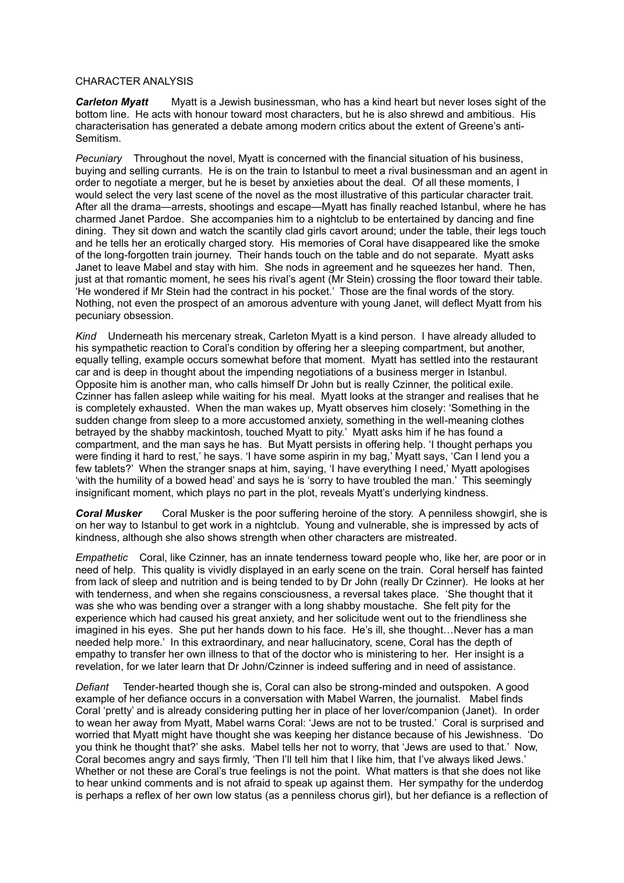CHARACTER ANALYSIS

***Carleton Myatt*** Myatt is a Jewish businessman, who has a kind heart but never loses sight of the bottom line. He acts with honour toward most characters, but he is also shrewd and ambitious. His characterisation has generated a debate among modern critics about the extent of Greene's anti-Semitism.

*Pecuniary* Throughout the novel, Myatt is concerned with the financial situation of his business, buying and selling currants. He is on the train to Istanbul to meet a rival businessman and an agent in order to negotiate a merger, but he is beset by anxieties about the deal. Of all these moments, I would select the very last scene of the novel as the most illustrative of this particular character trait. After all the drama—arrests, shootings and escape—Myatt has finally reached Istanbul, where he has charmed Janet Pardoe. She accompanies him to a nightclub to be entertained by dancing and fine dining. They sit down and watch the scantily clad girls cavort around; under the table, their legs touch and he tells her an erotically charged story. His memories of Coral have disappeared like the smoke of the long-forgotten train journey. Their hands touch on the table and do not separate. Myatt asks Janet to leave Mabel and stay with him. She nods in agreement and he squeezes her hand. Then, just at that romantic moment, he sees his rival's agent (Mr Stein) crossing the floor toward their table. 'He wondered if Mr Stein had the contract in his pocket.' Those are the final words of the story. Nothing, not even the prospect of an amorous adventure with young Janet, will deflect Myatt from his pecuniary obsession.

*Kind* Underneath his mercenary streak, Carleton Myatt is a kind person. I have already alluded to his sympathetic reaction to Coral's condition by offering her a sleeping compartment, but another, equally telling, example occurs somewhat before that moment. Myatt has settled into the restaurant car and is deep in thought about the impending negotiations of a business merger in Istanbul. Opposite him is another man, who calls himself Dr John but is really Czinner, the political exile. Czinner has fallen asleep while waiting for his meal. Myatt looks at the stranger and realises that he is completely exhausted. When the man wakes up, Myatt observes him closely: 'Something in the sudden change from sleep to a more accustomed anxiety, something in the well-meaning clothes betrayed by the shabby mackintosh, touched Myatt to pity.' Myatt asks him if he has found a compartment, and the man says he has. But Myatt persists in offering help. 'I thought perhaps you were finding it hard to rest,' he says. 'I have some aspirin in my bag,' Myatt says, 'Can I lend you a few tablets?' When the stranger snaps at him, saying, 'I have everything I need,' Myatt apologises 'with the humility of a bowed head' and says he is 'sorry to have troubled the man.' This seemingly insignificant moment, which plays no part in the plot, reveals Myatt's underlying kindness.

***Coral Musker*** Coral Musker is the poor suffering heroine of the story. A penniless showgirl, she is on her way to Istanbul to get work in a nightclub. Young and vulnerable, she is impressed by acts of kindness, although she also shows strength when other characters are mistreated.

*Empathetic* Coral, like Czinner, has an innate tenderness toward people who, like her, are poor or in need of help. This quality is vividly displayed in an early scene on the train. Coral herself has fainted from lack of sleep and nutrition and is being tended to by Dr John (really Dr Czinner). He looks at her with tenderness, and when she regains consciousness, a reversal takes place. 'She thought that it was she who was bending over a stranger with a long shabby moustache. She felt pity for the experience which had caused his great anxiety, and her solicitude went out to the friendliness she imagined in his eyes. She put her hands down to his face. He's ill, she thought…Never has a man needed help more.' In this extraordinary, and near hallucinatory, scene, Coral has the depth of empathy to transfer her own illness to that of the doctor who is ministering to her. Her insight is a revelation, for we later learn that Dr John/Czinner is indeed suffering and in need of assistance.

*Defiant* Tender-hearted though she is, Coral can also be strong-minded and outspoken. A good example of her defiance occurs in a conversation with Mabel Warren, the journalist. Mabel finds Coral 'pretty' and is already considering putting her in place of her lover/companion (Janet). In order to wean her away from Myatt, Mabel warns Coral: 'Jews are not to be trusted.' Coral is surprised and worried that Myatt might have thought she was keeping her distance because of his Jewishness. 'Do you think he thought that?' she asks. Mabel tells her not to worry, that 'Jews are used to that.' Now, Coral becomes angry and says firmly, 'Then I'll tell him that I like him, that I've always liked Jews.' Whether or not these are Coral's true feelings is not the point. What matters is that she does not like to hear unkind comments and is not afraid to speak up against them. Her sympathy for the underdog is perhaps a reflex of her own low status (as a penniless chorus girl), but her defiance is a reflection of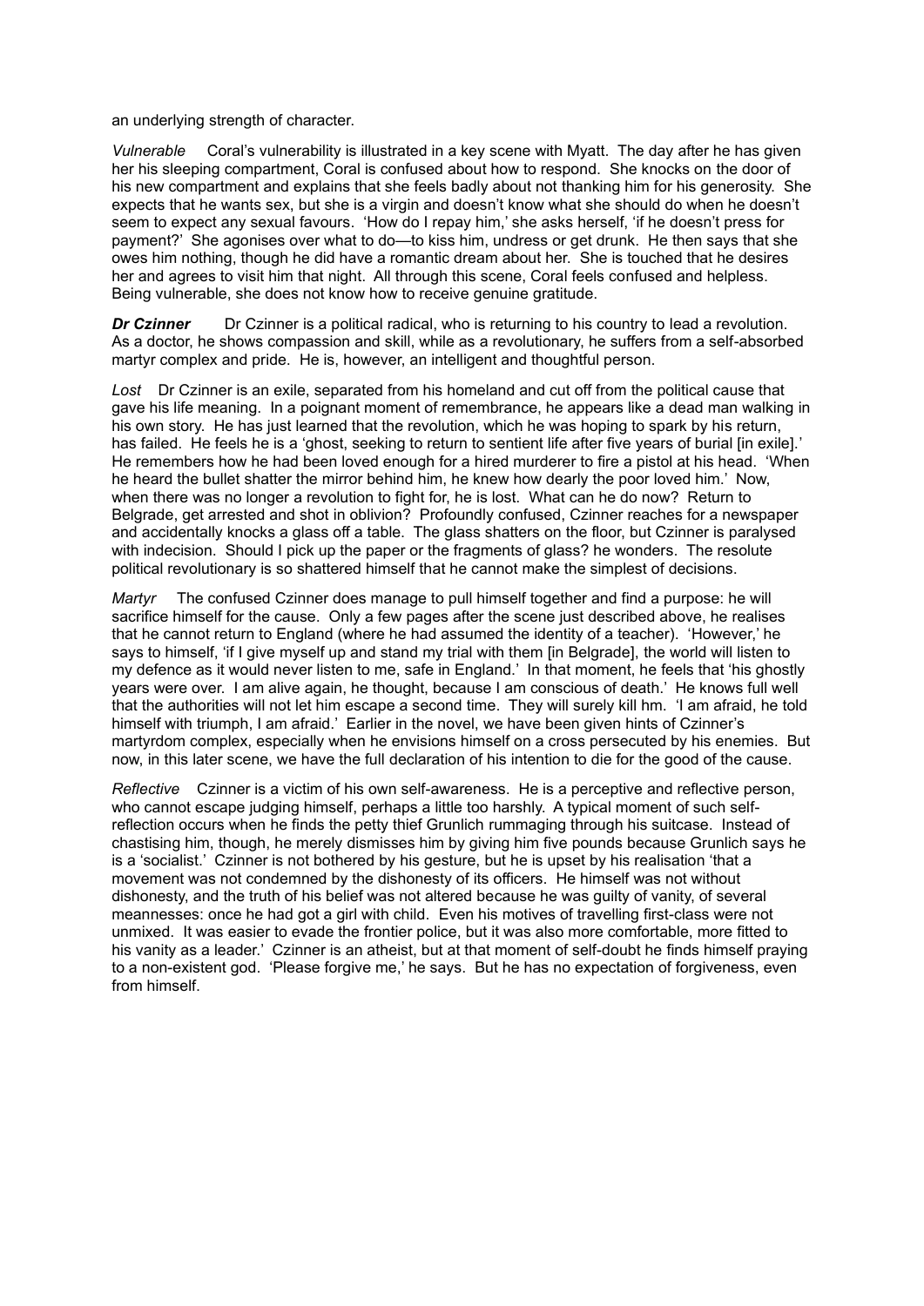an underlying strength of character.

*Vulnerable* Coral's vulnerability is illustrated in a key scene with Myatt. The day after he has given her his sleeping compartment, Coral is confused about how to respond. She knocks on the door of his new compartment and explains that she feels badly about not thanking him for his generosity. She expects that he wants sex, but she is a virgin and doesn't know what she should do when he doesn't seem to expect any sexual favours. 'How do I repay him,' she asks herself, 'if he doesn't press for payment?' She agonises over what to do—to kiss him, undress or get drunk. He then says that she owes him nothing, though he did have a romantic dream about her. She is touched that he desires her and agrees to visit him that night. All through this scene, Coral feels confused and helpless. Being vulnerable, she does not know how to receive genuine gratitude.

***Dr Czinner*** Dr Czinner is a political radical, who is returning to his country to lead a revolution. As a doctor, he shows compassion and skill, while as a revolutionary, he suffers from a self-absorbed martyr complex and pride. He is, however, an intelligent and thoughtful person.

*Lost* Dr Czinner is an exile, separated from his homeland and cut off from the political cause that gave his life meaning. In a poignant moment of remembrance, he appears like a dead man walking in his own story. He has just learned that the revolution, which he was hoping to spark by his return, has failed. He feels he is a 'ghost, seeking to return to sentient life after five years of burial [in exile].' He remembers how he had been loved enough for a hired murderer to fire a pistol at his head. 'When he heard the bullet shatter the mirror behind him, he knew how dearly the poor loved him.' Now, when there was no longer a revolution to fight for, he is lost. What can he do now? Return to Belgrade, get arrested and shot in oblivion? Profoundly confused, Czinner reaches for a newspaper and accidentally knocks a glass off a table. The glass shatters on the floor, but Czinner is paralysed with indecision. Should I pick up the paper or the fragments of glass? he wonders. The resolute political revolutionary is so shattered himself that he cannot make the simplest of decisions.

*Martyr* The confused Czinner does manage to pull himself together and find a purpose: he will sacrifice himself for the cause. Only a few pages after the scene just described above, he realises that he cannot return to England (where he had assumed the identity of a teacher). 'However,' he says to himself, 'if I give myself up and stand my trial with them [in Belgrade], the world will listen to my defence as it would never listen to me, safe in England.' In that moment, he feels that 'his ghostly years were over. I am alive again, he thought, because I am conscious of death.' He knows full well that the authorities will not let him escape a second time. They will surely kill hm. 'I am afraid, he told himself with triumph, I am afraid.' Earlier in the novel, we have been given hints of Czinner's martyrdom complex, especially when he envisions himself on a cross persecuted by his enemies. But now, in this later scene, we have the full declaration of his intention to die for the good of the cause.

*Reflective* Czinner is a victim of his own self-awareness. He is a perceptive and reflective person, who cannot escape judging himself, perhaps a little too harshly. A typical moment of such self-reflection occurs when he finds the petty thief Grunlich rummaging through his suitcase. Instead of chastising him, though, he merely dismisses him by giving him five pounds because Grunlich says he is a 'socialist.' Czinner is not bothered by his gesture, but he is upset by his realisation 'that a movement was not condemned by the dishonesty of its officers. He himself was not without dishonesty, and the truth of his belief was not altered because he was guilty of vanity, of several meannesses: once he had got a girl with child. Even his motives of travelling first-class were not unmixed. It was easier to evade the frontier police, but it was also more comfortable, more fitted to his vanity as a leader.' Czinner is an atheist, but at that moment of self-doubt he finds himself praying to a non-existent god. 'Please forgive me,' he says. But he has no expectation of forgiveness, even from himself.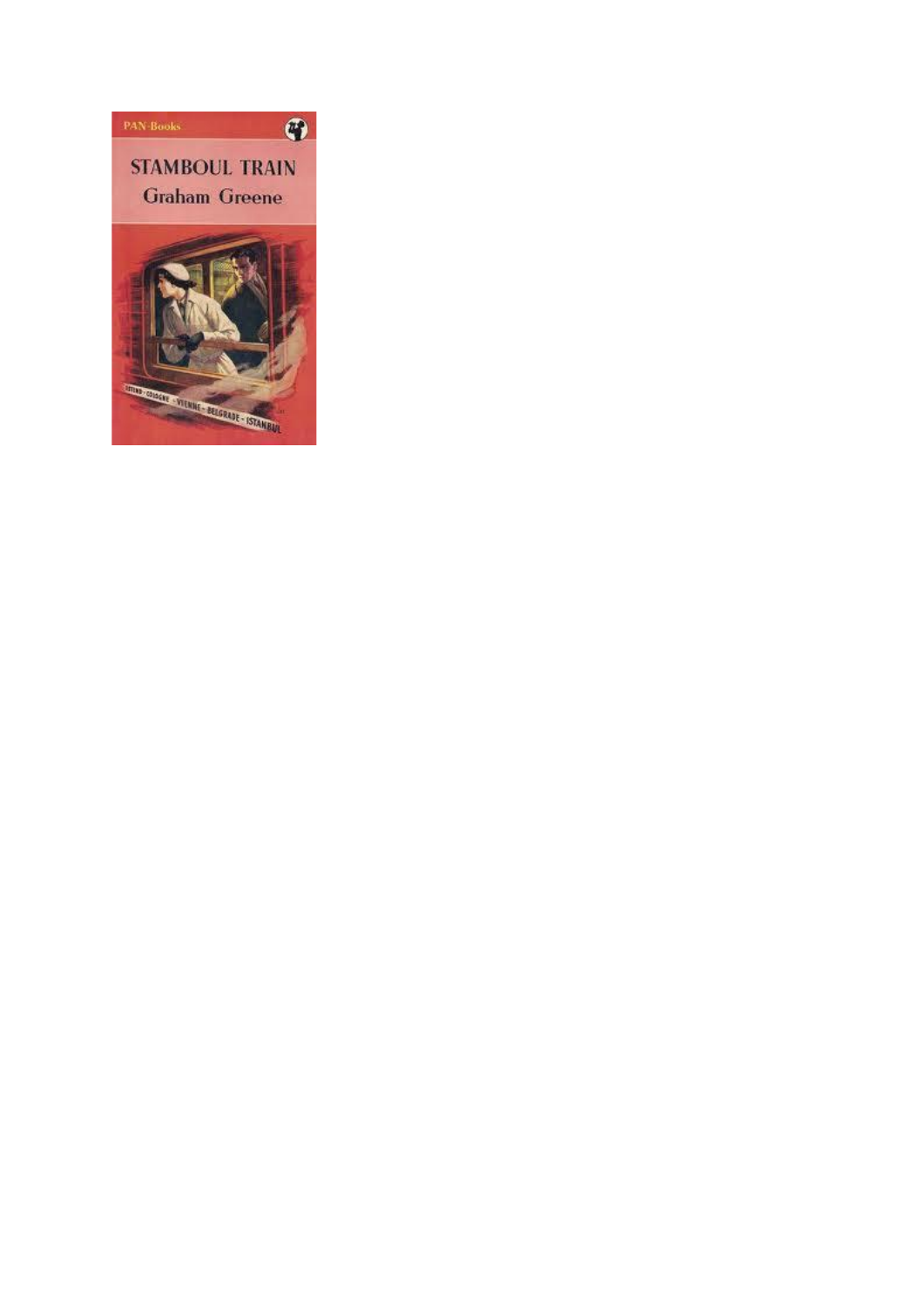PAN Books

STAMBOUL TRAIN

Graham Greene

OSTEND - COLOGNE - VIENNE - BELGRADE - ISTANBUL